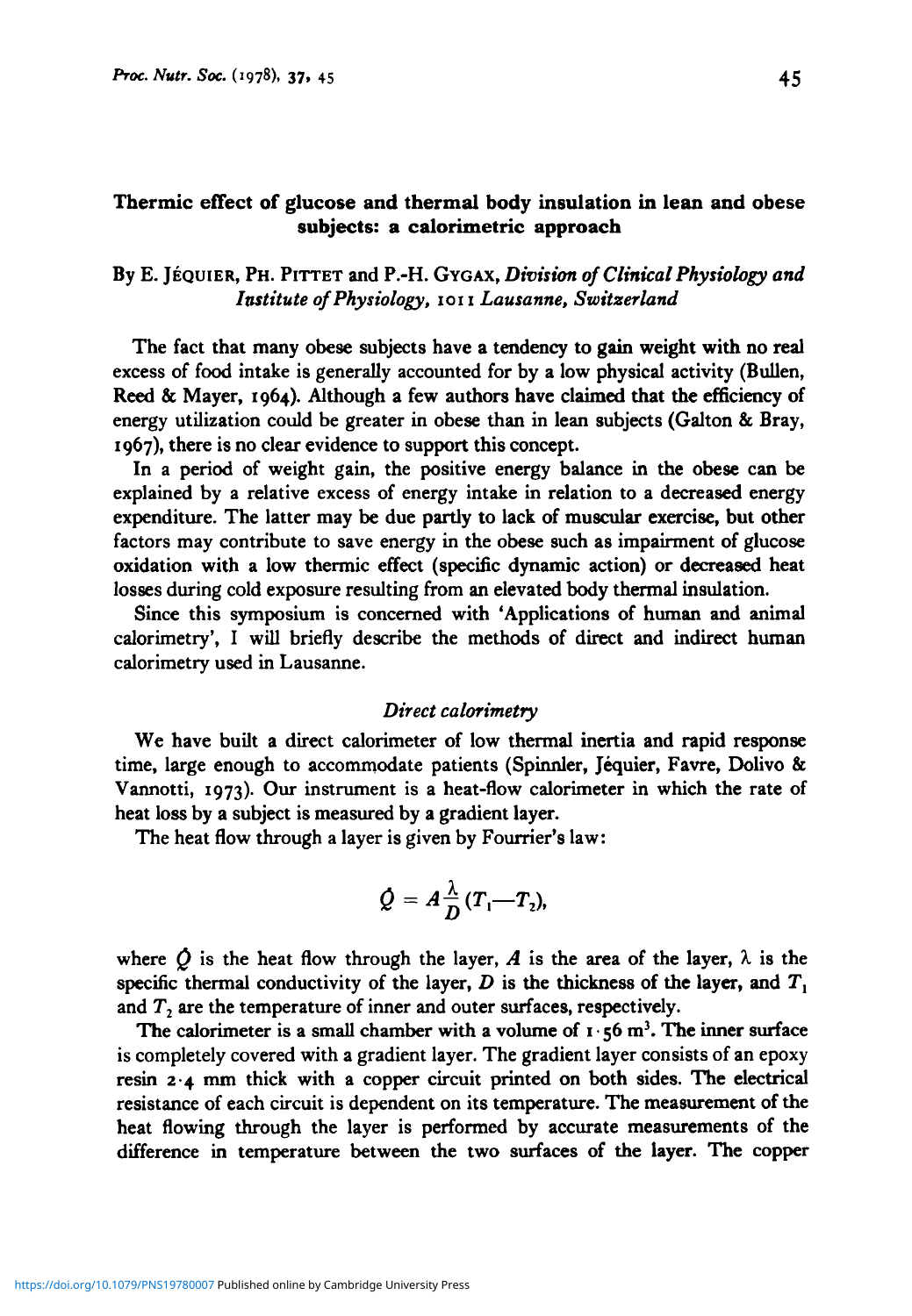# Thermic effect of glucose and thermal body insulation in lean and obese subjects: a calorimetric approach

By E. Jéquier, Ph. Pittet and P.-H. Gygax, *Division of Clinical Physiology and Institute of Physiology, 1011 Lausanne, Switzerland*

The fact that many obese subjects have a tendency to gain weight with no real excess of food intake is generally accounted for by a low physical activity (Bullen, Reed & Mayer, 1964). Although a few authors have claimed that the efficiency of energy utilization could be greater in obese than in lean subjects (Galton & Bray, 1967), there is no clear evidence to support this concept.

In a period of weight gain, the positive energy balance in the obese can be explained by a relative excess of energy intake in relation to a decreased energy expenditure. The latter may be due partly to lack of muscular exercise, but other factors may contribute to save energy in the obese such as impairment of glucose oxidation with a low thermic effect (specific dynamic action) or decreased heat losses during cold exposure resulting from an elevated body thermal insulation.

Since this symposium is concerned with 'Applications of human and animal calorimetry', I will briefly describe the methods of direct and indirect human calorimetry used in Lausanne.

## *Direct calorimetry*

We have built a direct calorimeter of low thermal inertia and rapid response time, large enough to accommodate patients (Spinnler, Jéquier, Favre, Dolivo & Vannotti, 1973). Our instrument is a heat-flow calorimeter in which the rate of heat loss by a subject is measured by a gradient layer.

The heat flow through a layer is given by Fourrier's law:

$$\dot{Q} = A\frac{\lambda}{D}(T_1 - T_2),$$

where $\dot{Q}$ is the heat flow through the layer, $A$ is the area of the layer, $\lambda$ is the specific thermal conductivity of the layer, $D$ is the thickness of the layer, and $T_1$ and $T_2$ are the temperature of inner and outer surfaces, respectively.

The calorimeter is a small chamber with a volume of 1·56 m$^3$. The inner surface is completely covered with a gradient layer. The gradient layer consists of an epoxy resin 2·4 mm thick with a copper circuit printed on both sides. The electrical resistance of each circuit is dependent on its temperature. The measurement of the heat flowing through the layer is performed by accurate measurements of the difference in temperature between the two surfaces of the layer. The copper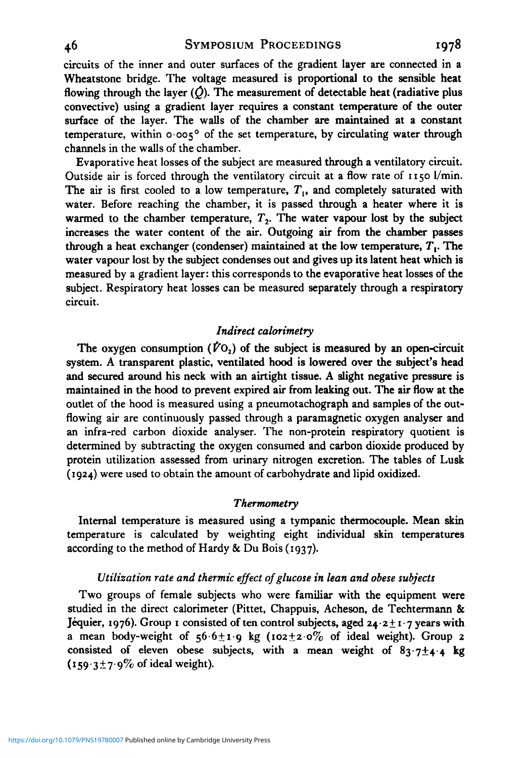circuits of the inner and outer surfaces of the gradient layer are connected in a Wheatstone bridge. The voltage measured is proportional to the sensible heat flowing through the layer ($\dot{Q}$). The measurement of detectable heat (radiative plus convective) using a gradient layer requires a constant temperature of the outer surface of the layer. The walls of the chamber are maintained at a constant temperature, within 0·005° of the set temperature, by circulating water through channels in the walls of the chamber.

Evaporative heat losses of the subject are measured through a ventilatory circuit. Outside air is forced through the ventilatory circuit at a flow rate of 1150 l/min. The air is first cooled to a low temperature, $T_1$, and completely saturated with water. Before reaching the chamber, it is passed through a heater where it is warmed to the chamber temperature, $T_2$. The water vapour lost by the subject increases the water content of the air. Outgoing air from the chamber passes through a heat exchanger (condenser) maintained at the low temperature, $T_1$. The water vapour lost by the subject condenses out and gives up its latent heat which is measured by a gradient layer: this corresponds to the evaporative heat losses of the subject. Respiratory heat losses can be measured separately through a respiratory circuit.

### *Indirect calorimetry*

The oxygen consumption ($\dot{V}O_2$) of the subject is measured by an open-circuit system. A transparent plastic, ventilated hood is lowered over the subject's head and secured around his neck with an airtight tissue. A slight negative pressure is maintained in the hood to prevent expired air from leaking out. The air flow at the outlet of the hood is measured using a pneumotachograph and samples of the outflowing air are continuously passed through a paramagnetic oxygen analyser and an infra-red carbon dioxide analyser. The non-protein respiratory quotient is determined by subtracting the oxygen consumed and carbon dioxide produced by protein utilization assessed from urinary nitrogen excretion. The tables of Lusk (1924) were used to obtain the amount of carbohydrate and lipid oxidized.

### *Thermometry*

Internal temperature is measured using a tympanic thermocouple. Mean skin temperature is calculated by weighting eight individual skin temperatures according to the method of Hardy & Du Bois (1937).

### *Utilization rate and thermic effect of glucose in lean and obese subjects*

Two groups of female subjects who were familiar with the equipment were studied in the direct calorimeter (Pittet, Chappuis, Acheson, de Techtermann & Jéquier, 1976). Group 1 consisted of ten control subjects, aged 24·2±1·7 years with a mean body-weight of 56·6±1·9 kg (102±2·0% of ideal weight). Group 2 consisted of eleven obese subjects, with a mean weight of 83·7±4·4 kg (159·3±7·9% of ideal weight).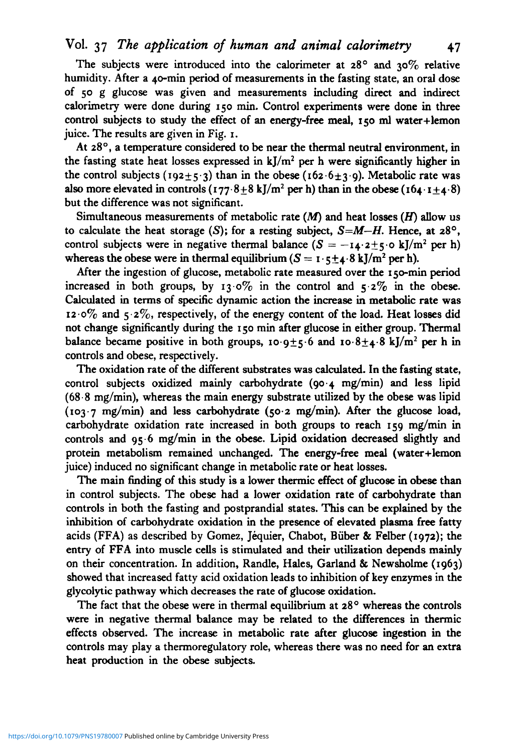The subjects were introduced into the calorimeter at 28° and 30% relative humidity. After a 40-min period of measurements in the fasting state, an oral dose of 50 g glucose was given and measurements including direct and indirect calorimetry were done during 150 min. Control experiments were done in three control subjects to study the effect of an energy-free meal, 150 ml water+lemon juice. The results are given in Fig. 1.

At 28°, a temperature considered to be near the thermal neutral environment, in the fasting state heat losses expressed in $kJ/m^2$ per h were significantly higher in the control subjects ($192 \pm 5 \cdot 3$) than in the obese ($162 \cdot 6 \pm 3 \cdot 9$). Metabolic rate was also more elevated in controls ($177 \cdot 8 \pm 8$ $kJ/m^2$ per h) than in the obese ($164 \cdot 1 \pm 4 \cdot 8$) but the difference was not significant.

Simultaneous measurements of metabolic rate ($M$) and heat losses ($H$) allow us to calculate the heat storage ($S$); for a resting subject, $S = M - H$. Hence, at 28°, control subjects were in negative thermal balance ($S = -14 \cdot 2 \pm 5 \cdot 0$ $kJ/m^2$ per h) whereas the obese were in thermal equilibrium ($S = 1 \cdot 5 \pm 4 \cdot 8$ $kJ/m^2$ per h).

After the ingestion of glucose, metabolic rate measured over the 150-min period increased in both groups, by 13·0% in the control and 5·2% in the obese. Calculated in terms of specific dynamic action the increase in metabolic rate was 12·0% and 5·2%, respectively, of the energy content of the load. Heat losses did not change significantly during the 150 min after glucose in either group. Thermal balance became positive in both groups, $10 \cdot 9 \pm 5 \cdot 6$ and $10 \cdot 8 \pm 4 \cdot 8$ $kJ/m^2$ per h in controls and obese, respectively.

The oxidation rate of the different substrates was calculated. In the fasting state, control subjects oxidized mainly carbohydrate (90·4 mg/min) and less lipid (68·8 mg/min), whereas the main energy substrate utilized by the obese was lipid (103·7 mg/min) and less carbohydrate (50·2 mg/min). After the glucose load, carbohydrate oxidation rate increased in both groups to reach 159 mg/min in controls and 95·6 mg/min in the obese. Lipid oxidation decreased slightly and protein metabolism remained unchanged. The energy-free meal (water+lemon juice) induced no significant change in metabolic rate or heat losses.

The main finding of this study is a lower thermic effect of glucose in obese than in control subjects. The obese had a lower oxidation rate of carbohydrate than controls in both the fasting and postprandial states. This can be explained by the inhibition of carbohydrate oxidation in the presence of elevated plasma free fatty acids (FFA) as described by Gomez, Jéquier, Chabot, Büber & Felber (1972); the entry of FFA into muscle cells is stimulated and their utilization depends mainly on their concentration. In addition, Randle, Hales, Garland & Newsholme (1963) showed that increased fatty acid oxidation leads to inhibition of key enzymes in the glycolytic pathway which decreases the rate of glucose oxidation.

The fact that the obese were in thermal equilibrium at 28° whereas the controls were in negative thermal balance may be related to the differences in thermic effects observed. The increase in metabolic rate after glucose ingestion in the controls may play a thermoregulatory role, whereas there was no need for an extra heat production in the obese subjects.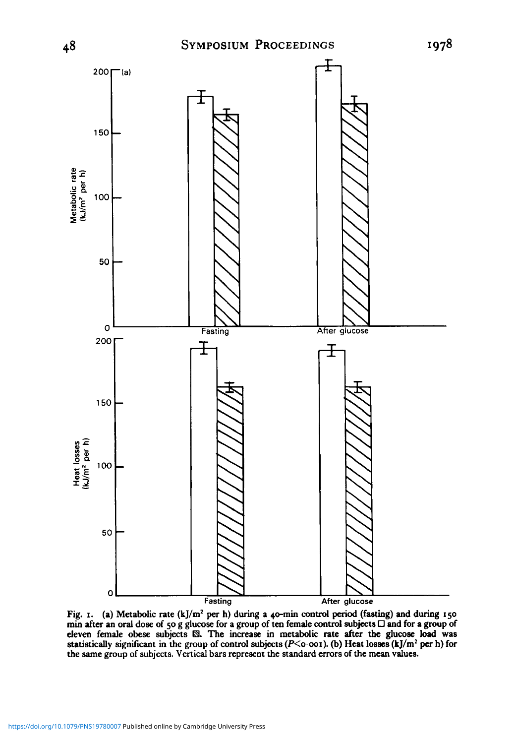Fig. 1. (a) Metabolic rate (kJ/m² per h) during a 40-min control period (fasting) and during 150 min after an oral dose of 50 g glucose for a group of ten female control subjects □ and for a group of eleven female obese subjects ▧. The increase in metabolic rate after the glucose load was statistically significant in the group of control subjects ($P<0.001$). (b) Heat losses (kJ/m² per h) for the same group of subjects. Vertical bars represent the standard errors of the mean values.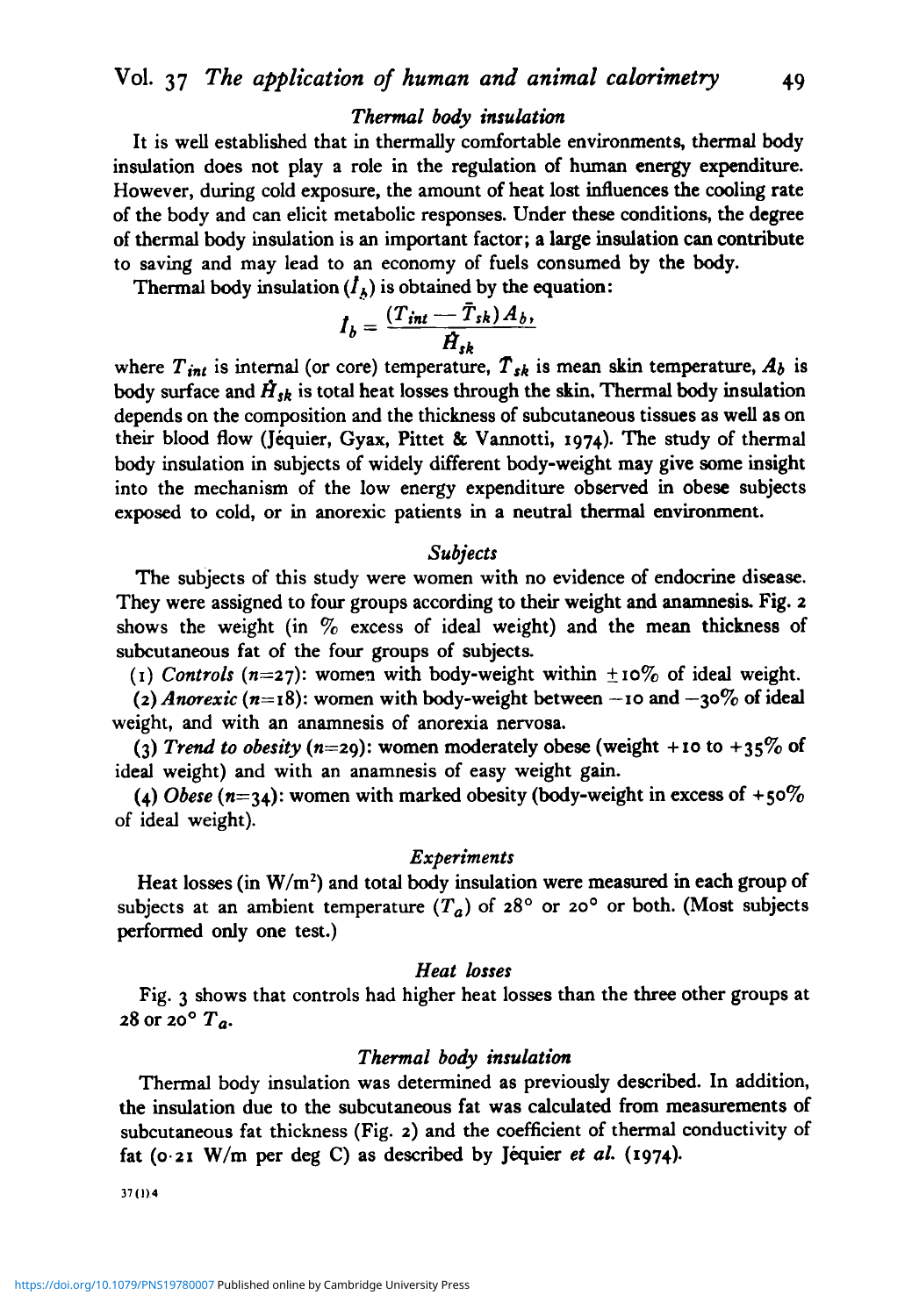### *Thermal body insulation*

It is well established that in thermally comfortable environments, thermal body insulation does not play a role in the regulation of human energy expenditure. However, during cold exposure, the amount of heat lost influences the cooling rate of the body and can elicit metabolic responses. Under these conditions, the degree of thermal body insulation is an important factor; a large insulation can contribute to saving and may lead to an economy of fuels consumed by the body.

Thermal body insulation ($\dot{I}_b$) is obtained by the equation:

$$I_b = \frac{(T_{int} - \bar{T}_{sk})\,A_b}{\dot{H}_{sk}},$$

where $T_{int}$ is internal (or core) temperature, $\bar{T}_{sk}$ is mean skin temperature, $A_b$ is body surface and $\dot{H}_{sk}$ is total heat losses through the skin. Thermal body insulation depends on the composition and the thickness of subcutaneous tissues as well as on their blood flow (Jéquier, Gyax, Pittet & Vannotti, 1974). The study of thermal body insulation in subjects of widely different body-weight may give some insight into the mechanism of the low energy expenditure observed in obese subjects exposed to cold, or in anorexic patients in a neutral thermal environment.

### *Subjects*

The subjects of this study were women with no evidence of endocrine disease. They were assigned to four groups according to their weight and anamnesis. Fig. 2 shows the weight (in % excess of ideal weight) and the mean thickness of subcutaneous fat of the four groups of subjects.

(1) *Controls* ($n=27$): women with body-weight within $\pm 10\%$ of ideal weight.

(2) *Anorexic* ($n=18$): women with body-weight between $-10$ and $-30\%$ of ideal weight, and with an anamnesis of anorexia nervosa.

(3) *Trend to obesity* ($n=29$): women moderately obese (weight $+10$ to $+35\%$ of ideal weight) and with an anamnesis of easy weight gain.

(4) *Obese* ($n=34$): women with marked obesity (body-weight in excess of $+50\%$ of ideal weight).

### *Experiments*

Heat losses (in $W/m^2$) and total body insulation were measured in each group of subjects at an ambient temperature ($T_a$) of 28° or 20° or both. (Most subjects performed only one test.)

### *Heat losses*

Fig. 3 shows that controls had higher heat losses than the three other groups at 28 or 20° $T_a$.

### *Thermal body insulation*

Thermal body insulation was determined as previously described. In addition, the insulation due to the subcutaneous fat was calculated from measurements of subcutaneous fat thickness (Fig. 2) and the coefficient of thermal conductivity of fat (0·21 W/m per deg C) as described by Jéquier *et al.* (1974).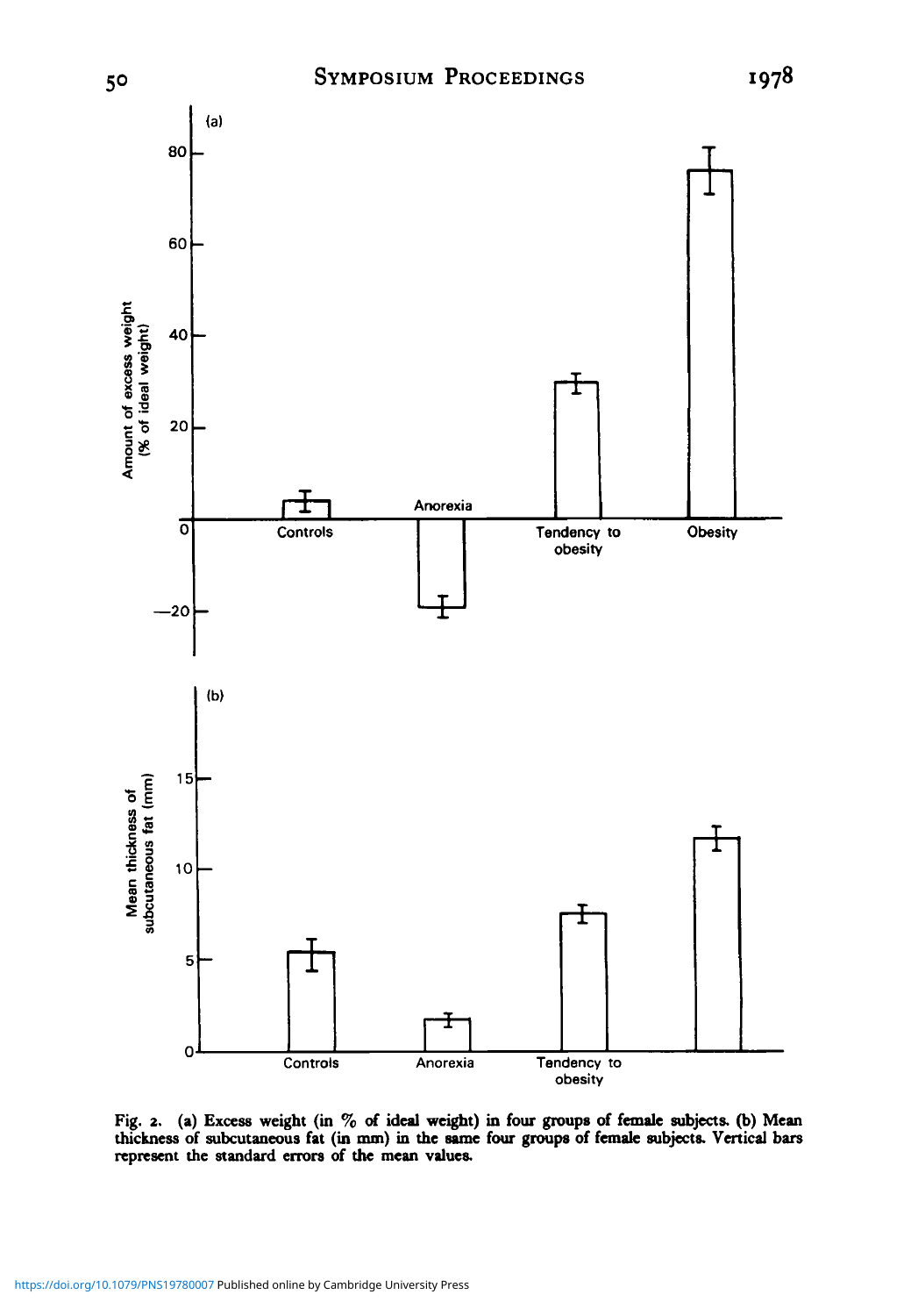Fig. 2. (a) Excess weight (in % of ideal weight) in four groups of female subjects. (b) Mean thickness of subcutaneous fat (in mm) in the same four groups of female subjects. Vertical bars represent the standard errors of the mean values.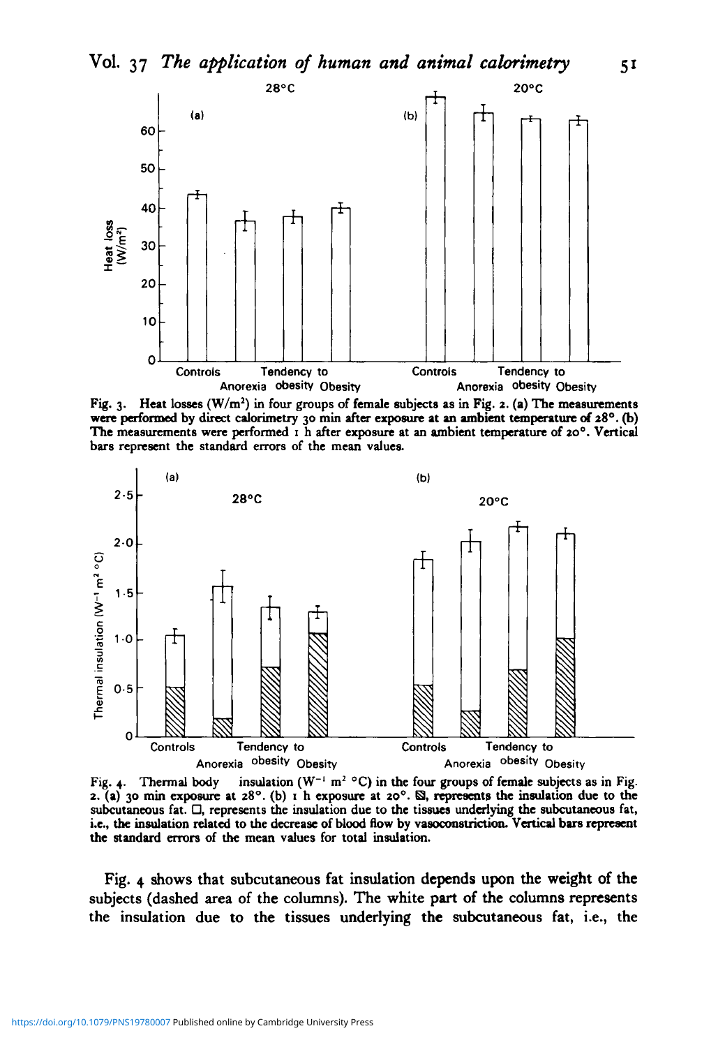Fig. 3. Heat losses ($W/m^2$) in four groups of female subjects as in Fig. 2. (a) The measurements were performed by direct calorimetry 30 min after exposure at an ambient temperature of 28°. (b) The measurements were performed 1 h after exposure at an ambient temperature of 20°. Vertical bars represent the standard errors of the mean values.

Fig. 4. Thermal body insulation ($W^{-1}$ $m^2$ °C) in the four groups of female subjects as in Fig. 2. (a) 30 min exposure at 28°. (b) 1 h exposure at 20°. ▧, represents the insulation due to the subcutaneous fat. □, represents the insulation due to the tissues underlying the subcutaneous fat, i.e., the insulation related to the decrease of blood flow by vasoconstriction. Vertical bars represent the standard errors of the mean values for total insulation.

Fig. 4 shows that subcutaneous fat insulation depends upon the weight of the subjects (dashed area of the columns). The white part of the columns represents the insulation due to the tissues underlying the subcutaneous fat, i.e., the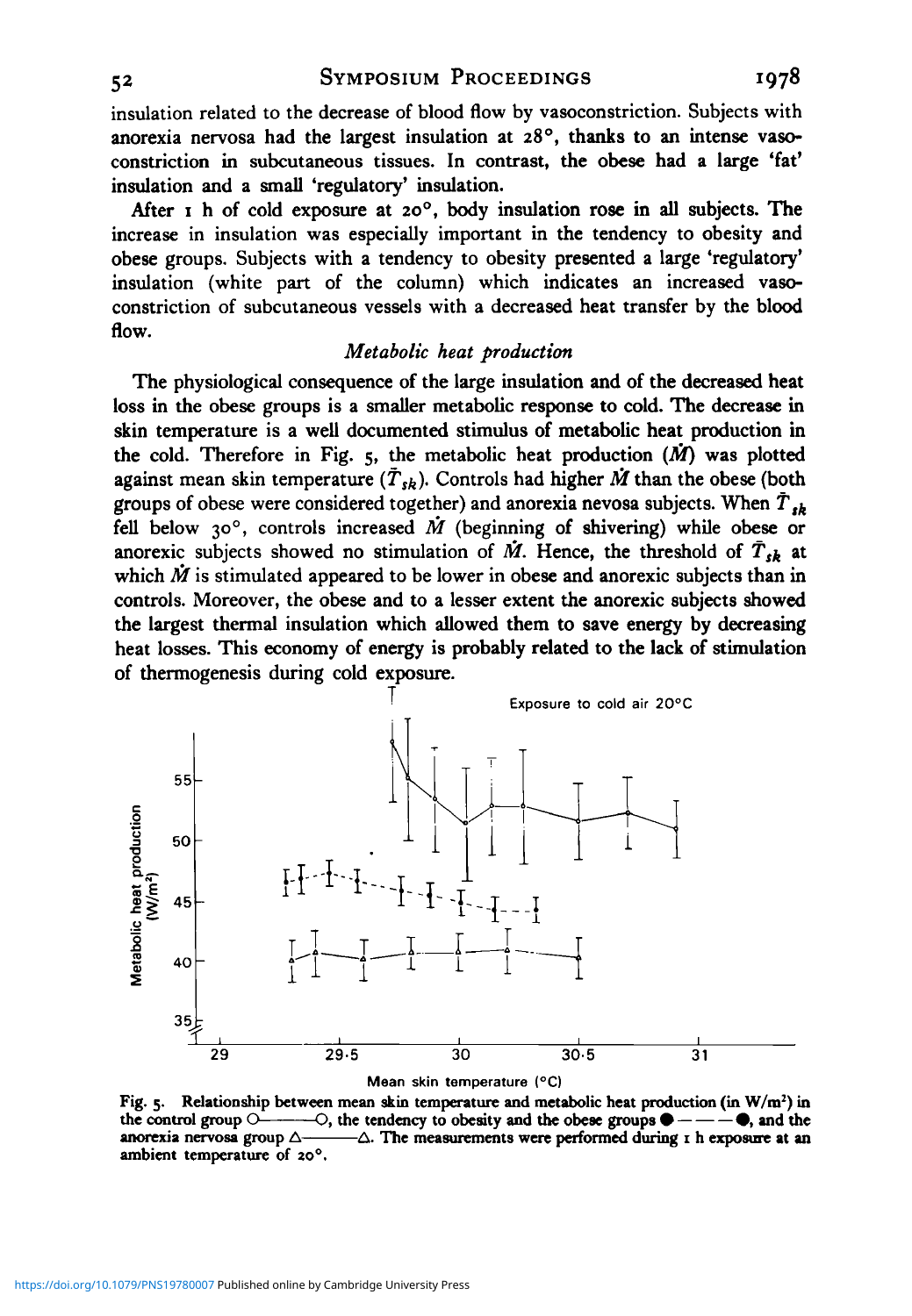insulation related to the decrease of blood flow by vasoconstriction. Subjects with anorexia nervosa had the largest insulation at 28°, thanks to an intense vasoconstriction in subcutaneous tissues. In contrast, the obese had a large 'fat' insulation and a small 'regulatory' insulation.

After 1 h of cold exposure at 20°, body insulation rose in all subjects. The increase in insulation was especially important in the tendency to obesity and obese groups. Subjects with a tendency to obesity presented a large 'regulatory' insulation (white part of the column) which indicates an increased vasoconstriction of subcutaneous vessels with a decreased heat transfer by the blood flow.

### *Metabolic heat production*

The physiological consequence of the large insulation and of the decreased heat loss in the obese groups is a smaller metabolic response to cold. The decrease in skin temperature is a well documented stimulus of metabolic heat production in the cold. Therefore in Fig. 5, the metabolic heat production ($\dot{M}$) was plotted against mean skin temperature ($\bar{T}_{sk}$). Controls had higher $\dot{M}$ than the obese (both groups of obese were considered together) and anorexia nevosa subjects. When $\bar{T}_{sk}$ fell below 30°, controls increased $\dot{M}$ (beginning of shivering) while obese or anorexic subjects showed no stimulation of $\dot{M}$. Hence, the threshold of $\bar{T}_{sk}$ at which $\dot{M}$ is stimulated appeared to be lower in obese and anorexic subjects than in controls. Moreover, the obese and to a lesser extent the anorexic subjects showed the largest thermal insulation which allowed them to save energy by decreasing heat losses. This economy of energy is probably related to the lack of stimulation of thermogenesis during cold exposure.

Fig. 5. Relationship between mean skin temperature and metabolic heat production (in W/m²) in the control group ○———○, the tendency to obesity and the obese groups ●— — —●, and the anorexia nervosa group △———△. The measurements were performed during 1 h exposure at an ambient temperature of 20°.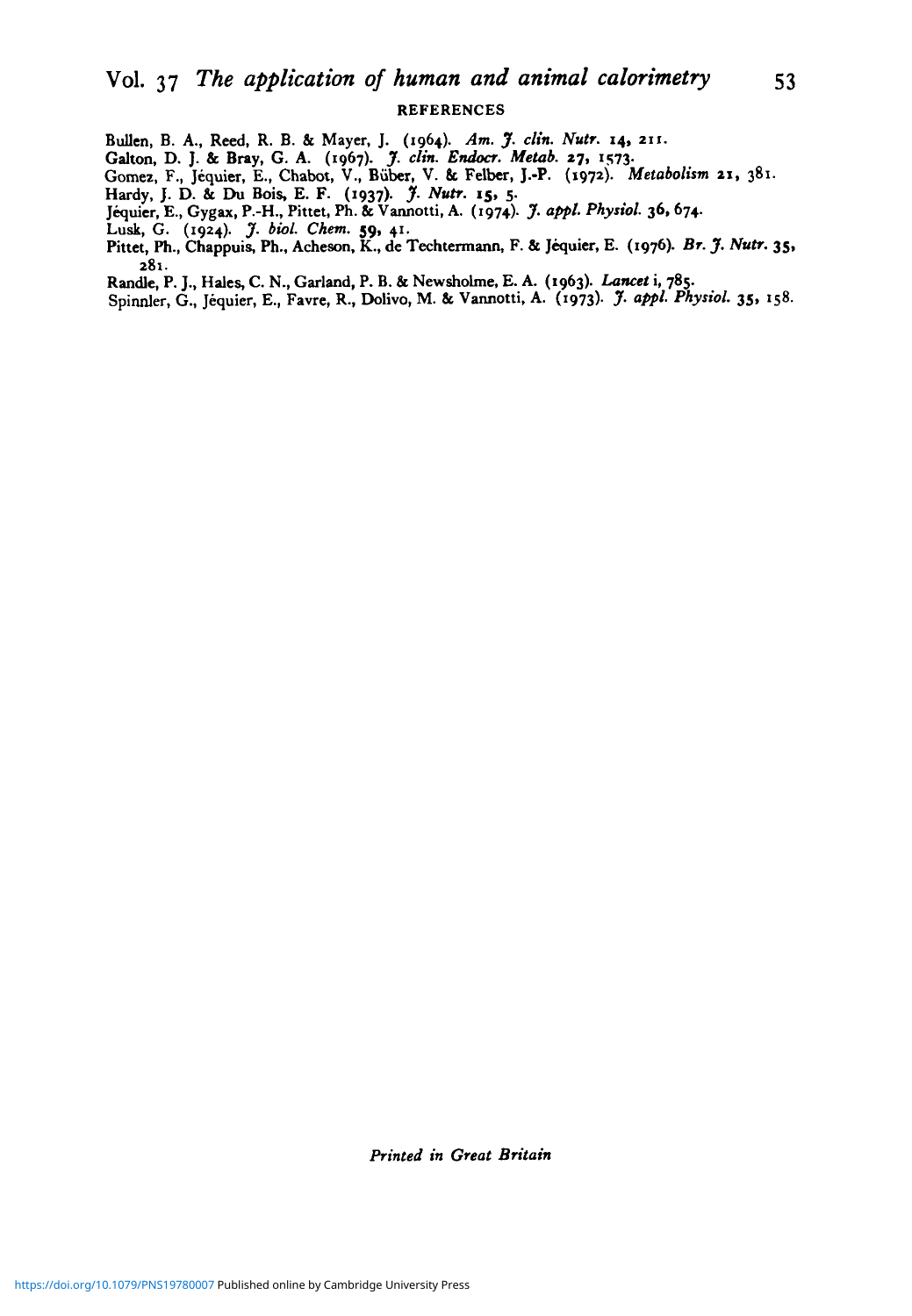## REFERENCES

Bullen, B. A., Reed, R. B. & Mayer, J. (1964). *Am. J. clin. Nutr.* **14**, 211.

Galton, D. J. & Bray, G. A. (1967). *J. clin. Endocr. Metab.* **27**, 1573.

Gomez, F., Jéquier, E., Chabot, V., Büber, V. & Felber, J.-P. (1972). *Metabolism* **21**, 381.

Hardy, J. D. & Du Bois, E. F. (1937). *J. Nutr.* **15**, 5.

Jéquier, E., Gygax, P.-H., Pittet, Ph. & Vannotti, A. (1974). *J. appl. Physiol.* **36**, 674.

Lusk, G. (1924). *J. biol. Chem.* **59**, 41.

Pittet, Ph., Chappuis, Ph., Acheson, K., de Techtermann, F. & Jéquier, E. (1976). *Br. J. Nutr.* **35**, 281.

Randle, P. J., Hales, C. N., Garland, P. B. & Newsholme, E. A. (1963). *Lancet* i, 785.

Spinnler, G., Jéquier, E., Favre, R., Dolivo, M. & Vannotti, A. (1973). *J. appl. Physiol.* **35**, 158.

*Printed in Great Britain*